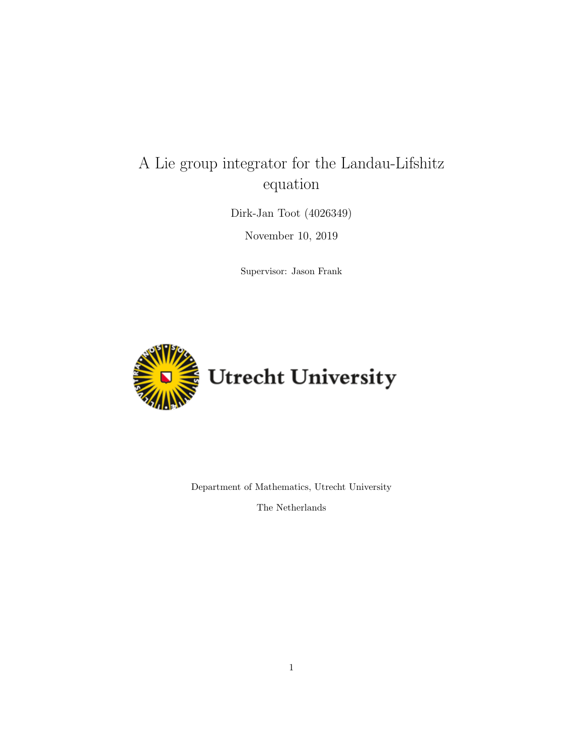# A Lie group integrator for the Landau-Lifshitz equation

Dirk-Jan Toot (4026349)

November 10, 2019

Supervisor: Jason Frank

Utrecht University

Department of Mathematics, Utrecht University

The Netherlands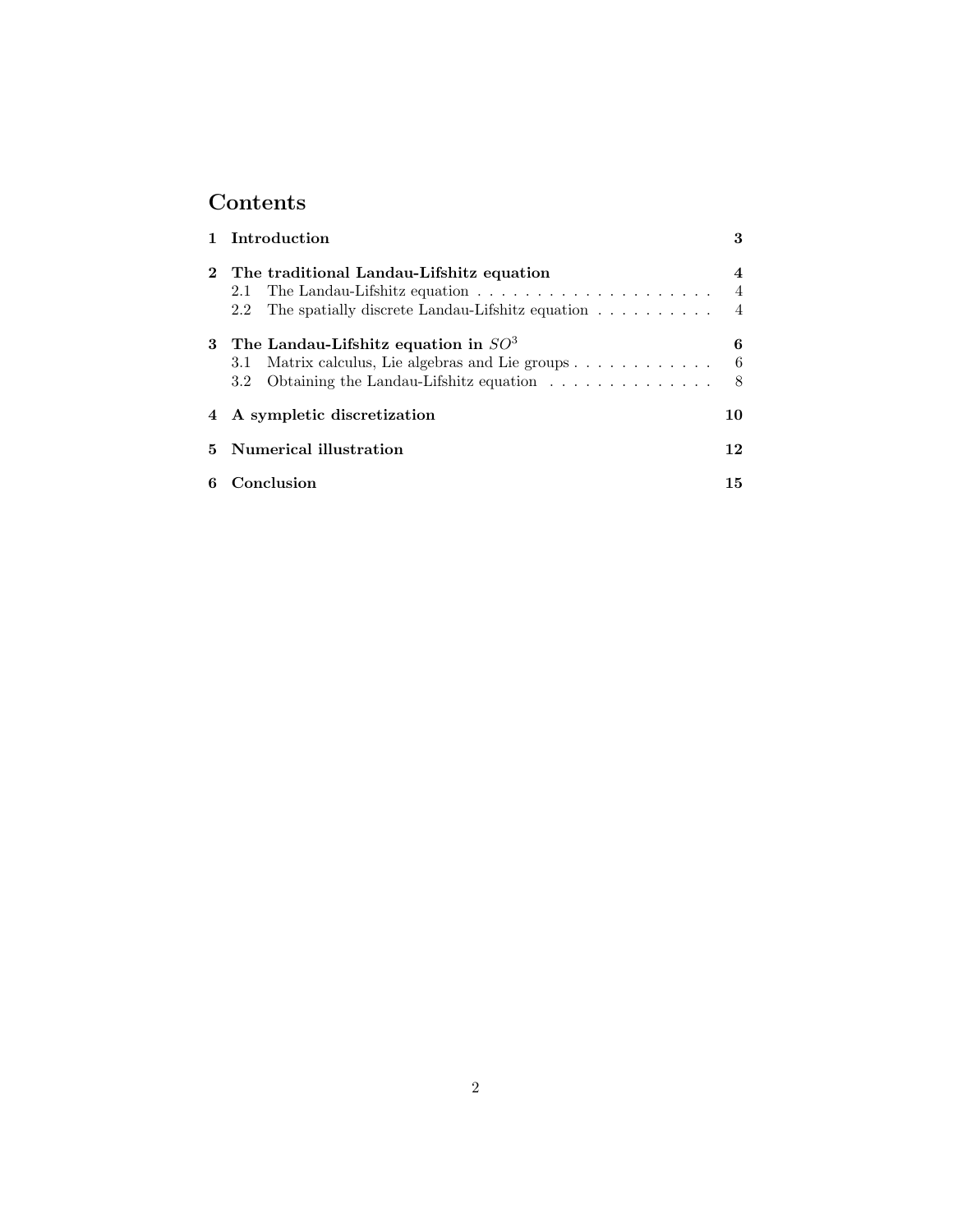# Contents

| | | |
|---|---|---|
| **1** | **Introduction** | **3** |
| **2** | **The traditional Landau-Lifshitz equation** | **4** |
| 2.1 | The Landau-Lifshitz equation | 4 |
| 2.2 | The spatially discrete Landau-Lifshitz equation | 4 |
| **3** | **The Landau-Lifshitz equation in $SO^3$** | **6** |
| 3.1 | Matrix calculus, Lie algebras and Lie groups | 6 |
| 3.2 | Obtaining the Landau-Lifshitz equation | 8 |
| **4** | **A sympletic discretization** | **10** |
| **5** | **Numerical illustration** | **12** |
| **6** | **Conclusion** | **15** |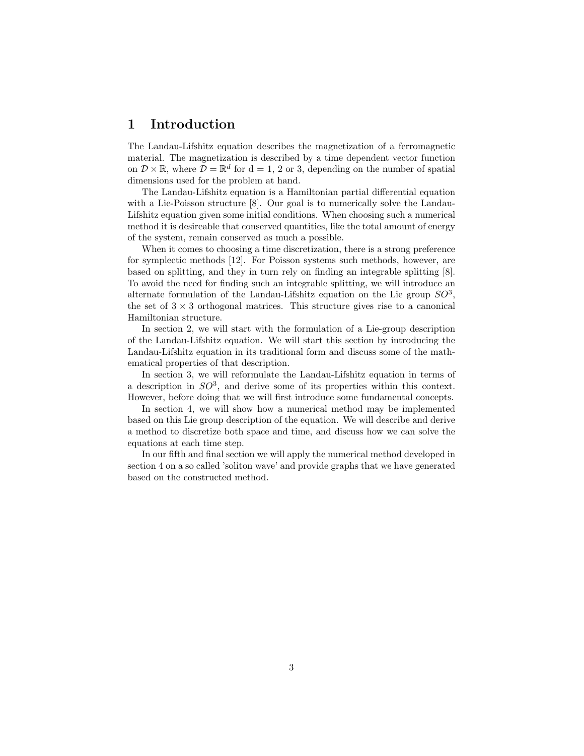# 1 Introduction

The Landau-Lifshitz equation describes the magnetization of a ferromagnetic material. The magnetization is described by a time dependent vector function on $\mathcal{D} \times \mathbb{R}$, where $\mathcal{D} = \mathbb{R}^d$ for d = 1, 2 or 3, depending on the number of spatial dimensions used for the problem at hand.

The Landau-Lifshitz equation is a Hamiltonian partial differential equation with a Lie-Poisson structure [8]. Our goal is to numerically solve the Landau-Lifshitz equation given some initial conditions. When choosing such a numerical method it is desireable that conserved quantities, like the total amount of energy of the system, remain conserved as much a possible.

When it comes to choosing a time discretization, there is a strong preference for symplectic methods [12]. For Poisson systems such methods, however, are based on splitting, and they in turn rely on finding an integrable splitting [8]. To avoid the need for finding such an integrable splitting, we will introduce an alternate formulation of the Landau-Lifshitz equation on the Lie group $SO^3$, the set of $3 \times 3$ orthogonal matrices. This structure gives rise to a canonical Hamiltonian structure.

In section 2, we will start with the formulation of a Lie-group description of the Landau-Lifshitz equation. We will start this section by introducing the Landau-Lifshitz equation in its traditional form and discuss some of the mathematical properties of that description.

In section 3, we will reformulate the Landau-Lifshitz equation in terms of a description in $SO^3$, and derive some of its properties within this context. However, before doing that we will first introduce some fundamental concepts.

In section 4, we will show how a numerical method may be implemented based on this Lie group description of the equation. We will describe and derive a method to discretize both space and time, and discuss how we can solve the equations at each time step.

In our fifth and final section we will apply the numerical method developed in section 4 on a so called 'soliton wave' and provide graphs that we have generated based on the constructed method.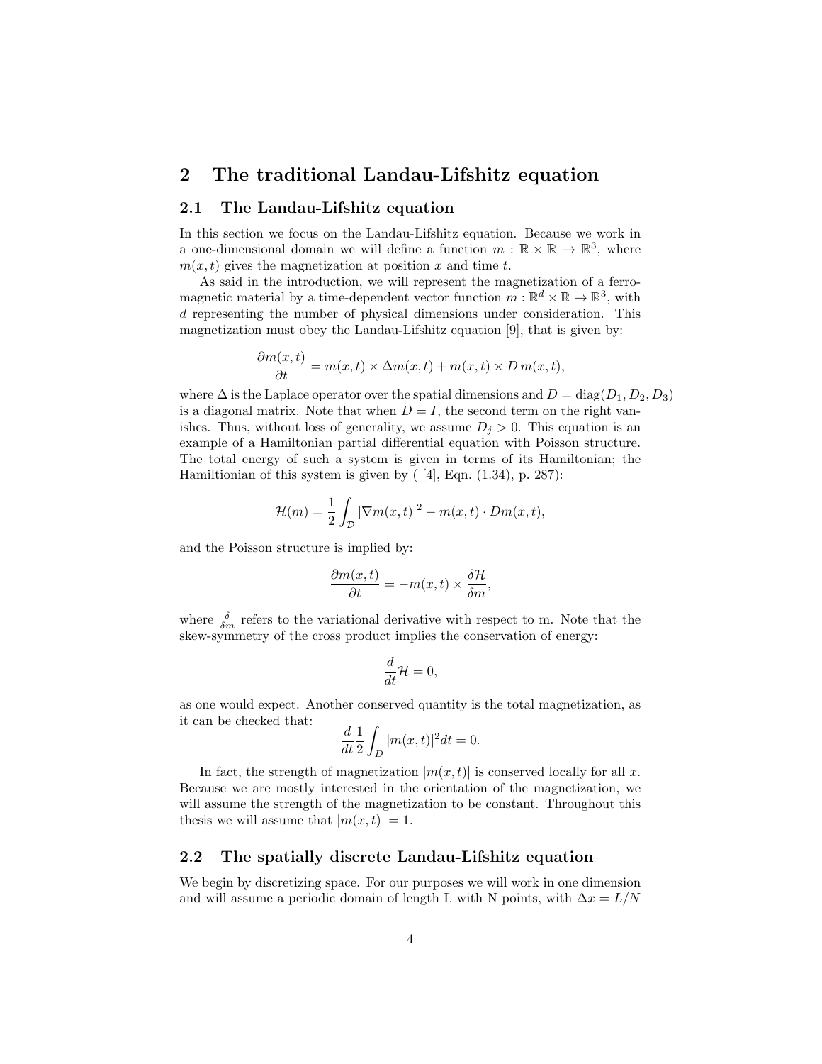# 2 The traditional Landau-Lifshitz equation

## 2.1 The Landau-Lifshitz equation

In this section we focus on the Landau-Lifshitz equation. Because we work in a one-dimensional domain we will define a function $m : \mathbb{R} \times \mathbb{R} \to \mathbb{R}^3$, where $m(x,t)$ gives the magnetization at position $x$ and time $t$.

As said in the introduction, we will represent the magnetization of a ferromagnetic material by a time-dependent vector function $m : \mathbb{R}^d \times \mathbb{R} \to \mathbb{R}^3$, with $d$ representing the number of physical dimensions under consideration. This magnetization must obey the Landau-Lifshitz equation [9], that is given by:

$$\frac{\partial m(x,t)}{\partial t} = m(x,t) \times \Delta m(x,t) + m(x,t) \times D\, m(x,t),$$

where $\Delta$ is the Laplace operator over the spatial dimensions and $D = \text{diag}(D_1, D_2, D_3)$ is a diagonal matrix. Note that when $D = I$, the second term on the right vanishes. Thus, without loss of generality, we assume $D_j > 0$. This equation is an example of a Hamiltonian partial differential equation with Poisson structure. The total energy of such a system is given in terms of its Hamiltonian; the Hamiltionian of this system is given by ( [4], Eqn. (1.34), p. 287):

$$\mathcal{H}(m) = \frac{1}{2} \int_{\mathcal{D}} |\nabla m(x,t)|^2 - m(x,t) \cdot Dm(x,t),$$

and the Poisson structure is implied by:

$$\frac{\partial m(x,t)}{\partial t} = -m(x,t) \times \frac{\delta \mathcal{H}}{\delta m},$$

where $\frac{\delta}{\delta m}$ refers to the variational derivative with respect to m. Note that the skew-symmetry of the cross product implies the conservation of energy:

$$\frac{d}{dt}\mathcal{H} = 0,$$

as one would expect. Another conserved quantity is the total magnetization, as it can be checked that:

$$\frac{d}{dt}\frac{1}{2}\int_{D} |m(x,t)|^2 dt = 0.$$

In fact, the strength of magnetization $|m(x,t)|$ is conserved locally for all $x$. Because we are mostly interested in the orientation of the magnetization, we will assume the strength of the magnetization to be constant. Throughout this thesis we will assume that $|m(x,t)| = 1$.

## 2.2 The spatially discrete Landau-Lifshitz equation

We begin by discretizing space. For our purposes we will work in one dimension and will assume a periodic domain of length L with N points, with $\Delta x = L/N$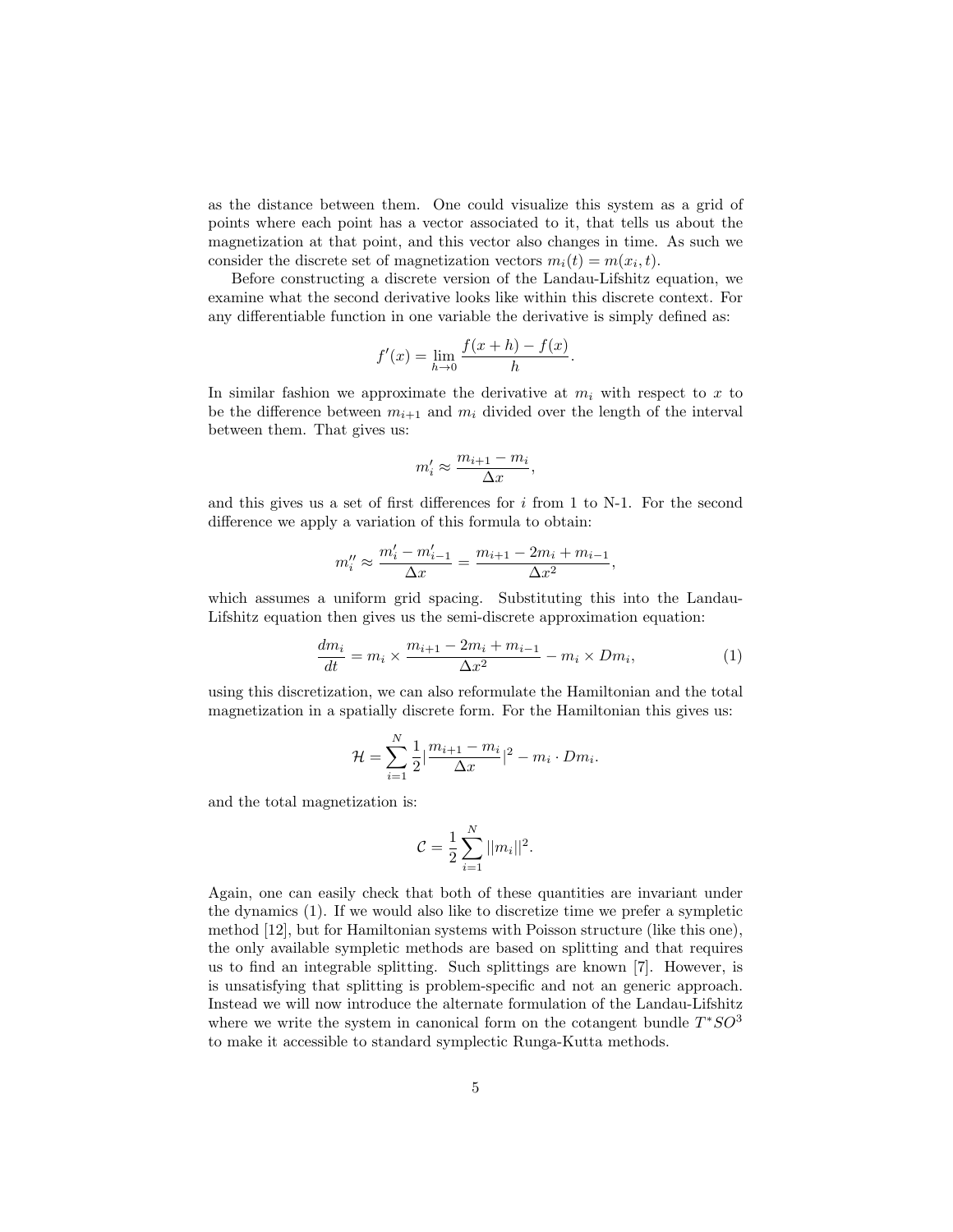as the distance between them. One could visualize this system as a grid of points where each point has a vector associated to it, that tells us about the magnetization at that point, and this vector also changes in time. As such we consider the discrete set of magnetization vectors $m_i(t) = m(x_i, t)$.

Before constructing a discrete version of the Landau-Lifshitz equation, we examine what the second derivative looks like within this discrete context. For any differentiable function in one variable the derivative is simply defined as:

$$f'(x) = \lim_{h \to 0} \frac{f(x+h) - f(x)}{h}.$$

In similar fashion we approximate the derivative at $m_i$ with respect to $x$ to be the difference between $m_{i+1}$ and $m_i$ divided over the length of the interval between them. That gives us:

$$m_i' \approx \frac{m_{i+1} - m_i}{\Delta x},$$

and this gives us a set of first differences for $i$ from 1 to N-1. For the second difference we apply a variation of this formula to obtain:

$$m_i'' \approx \frac{m_i' - m_{i-1}'}{\Delta x} = \frac{m_{i+1} - 2m_i + m_{i-1}}{\Delta x^2},$$

which assumes a uniform grid spacing. Substituting this into the Landau-Lifshitz equation then gives us the semi-discrete approximation equation:

$$\frac{dm_i}{dt} = m_i \times \frac{m_{i+1} - 2m_i + m_{i-1}}{\Delta x^2} - m_i \times Dm_i, \tag{1}$$

using this discretization, we can also reformulate the Hamiltonian and the total magnetization in a spatially discrete form. For the Hamiltonian this gives us:

$$\mathcal{H} = \sum_{i=1}^{N} \frac{1}{2} \left| \frac{m_{i+1} - m_i}{\Delta x} \right|^2 - m_i \cdot Dm_i.$$

and the total magnetization is:

$$\mathcal{C} = \frac{1}{2} \sum_{i=1}^{N} ||m_i||^2.$$

Again, one can easily check that both of these quantities are invariant under the dynamics (1). If we would also like to discretize time we prefer a sympletic method [12], but for Hamiltonian systems with Poisson structure (like this one), the only available sympletic methods are based on splitting and that requires us to find an integrable splitting. Such splittings are known [7]. However, is is unsatisfying that splitting is problem-specific and not an generic approach. Instead we will now introduce the alternate formulation of the Landau-Lifshitz where we write the system in canonical form on the cotangent bundle $T^*SO^3$ to make it accessible to standard symplectic Runga-Kutta methods.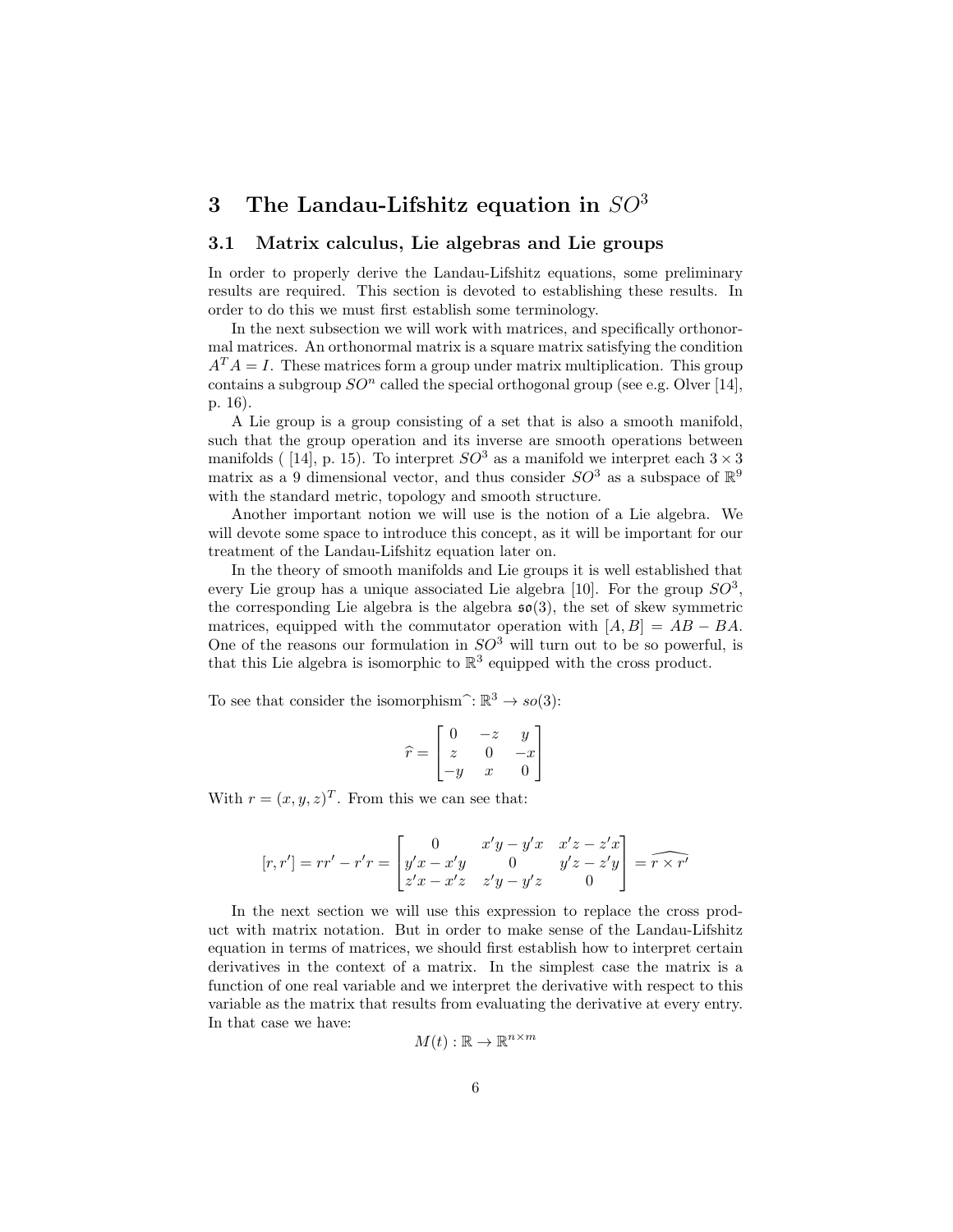# 3 The Landau-Lifshitz equation in $SO^3$

## 3.1 Matrix calculus, Lie algebras and Lie groups

In order to properly derive the Landau-Lifshitz equations, some preliminary results are required. This section is devoted to establishing these results. In order to do this we must first establish some terminology.

In the next subsection we will work with matrices, and specifically orthonormal matrices. An orthonormal matrix is a square matrix satisfying the condition $A^T A = I$. These matrices form a group under matrix multiplication. This group contains a subgroup $SO^n$ called the special orthogonal group (see e.g. Olver [14], p. 16).

A Lie group is a group consisting of a set that is also a smooth manifold, such that the group operation and its inverse are smooth operations between manifolds ( [14], p. 15). To interpret $SO^3$ as a manifold we interpret each $3 \times 3$ matrix as a 9 dimensional vector, and thus consider $SO^3$ as a subspace of $\mathbb{R}^9$ with the standard metric, topology and smooth structure.

Another important notion we will use is the notion of a Lie algebra. We will devote some space to introduce this concept, as it will be important for our treatment of the Landau-Lifshitz equation later on.

In the theory of smooth manifolds and Lie groups it is well established that every Lie group has a unique associated Lie algebra [10]. For the group $SO^3$, the corresponding Lie algebra is the algebra $\mathfrak{so}(3)$, the set of skew symmetric matrices, equipped with the commutator operation with $[A, B] = AB - BA$. One of the reasons our formulation in $SO^3$ will turn out to be so powerful, is that this Lie algebra is isomorphic to $\mathbb{R}^3$ equipped with the cross product.

To see that consider the isomorphism$\widehat{\ }$: $\mathbb{R}^3 \to so(3)$:

$$\widehat{r} = \begin{bmatrix} 0 & -z & y \\ z & 0 & -x \\ -y & x & 0 \end{bmatrix}$$

With $r = (x, y, z)^T$. From this we can see that:

$$[r, r'] = rr' - r'r = \begin{bmatrix} 0 & x'y - y'x & x'z - z'x \\ y'x - x'y & 0 & y'z - z'y \\ z'x - x'z & z'y - y'z & 0 \end{bmatrix} = \widehat{r \times r'}$$

In the next section we will use this expression to replace the cross product with matrix notation. But in order to make sense of the Landau-Lifshitz equation in terms of matrices, we should first establish how to interpret certain derivatives in the context of a matrix. In the simplest case the matrix is a function of one real variable and we interpret the derivative with respect to this variable as the matrix that results from evaluating the derivative at every entry. In that case we have:

$$M(t) : \mathbb{R} \to \mathbb{R}^{n \times m}$$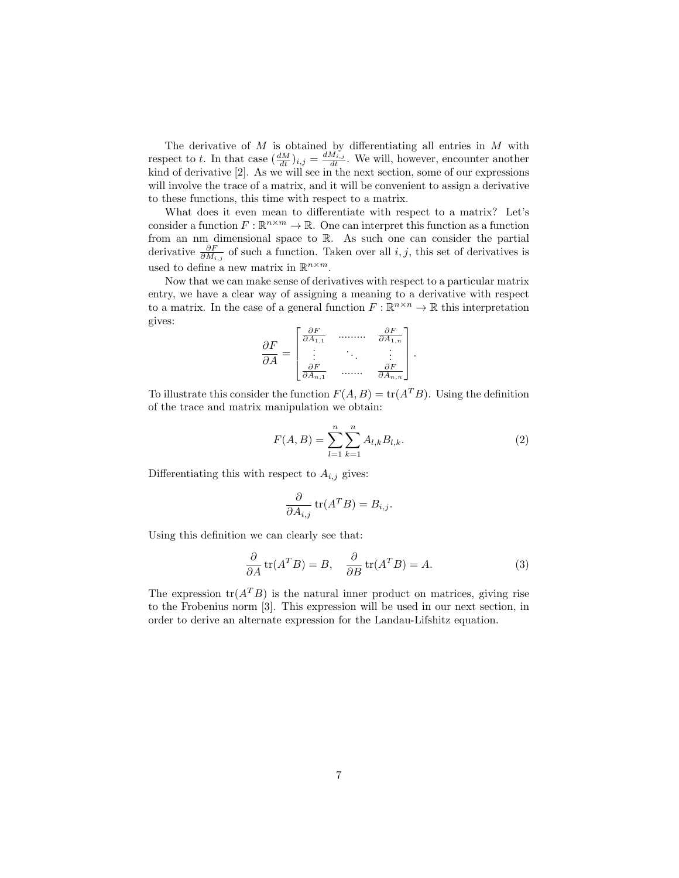The derivative of $M$ is obtained by differentiating all entries in $M$ with respect to $t$. In that case $(\frac{dM}{dt})_{i,j} = \frac{dM_{i,j}}{dt}$. We will, however, encounter another kind of derivative [2]. As we will see in the next section, some of our expressions will involve the trace of a matrix, and it will be convenient to assign a derivative to these functions, this time with respect to a matrix.

What does it even mean to differentiate with respect to a matrix? Let's consider a function $F : \mathbb{R}^{n\times m} \to \mathbb{R}$. One can interpret this function as a function from an nm dimensional space to $\mathbb{R}$. As such one can consider the partial derivative $\frac{\partial F}{\partial M_{i,j}}$ of such a function. Taken over all $i, j$, this set of derivatives is used to define a new matrix in $\mathbb{R}^{n\times m}$.

Now that we can make sense of derivatives with respect to a particular matrix entry, we have a clear way of assigning a meaning to a derivative with respect to a matrix. In the case of a general function $F : \mathbb{R}^{n\times n} \to \mathbb{R}$ this interpretation gives:

$$\frac{\partial F}{\partial A} = \begin{bmatrix} \frac{\partial F}{\partial A_{1,1}} & \cdots\cdots\cdots & \frac{\partial F}{\partial A_{1,n}} \\ \vdots & \ddots & \vdots \\ \frac{\partial F}{\partial A_{n,1}} & \cdots\cdots\cdot & \frac{\partial F}{\partial A_{n,n}} \end{bmatrix}.$$

To illustrate this consider the function $F(A, B) = \mathrm{tr}(A^T B)$. Using the definition of the trace and matrix manipulation we obtain:

$$F(A, B) = \sum_{l=1}^{n} \sum_{k=1}^{n} A_{l,k} B_{l,k}. \tag{2}$$

Differentiating this with respect to $A_{i,j}$ gives:

$$\frac{\partial}{\partial A_{i,j}} \mathrm{tr}(A^T B) = B_{i,j}.$$

Using this definition we can clearly see that:

$$\frac{\partial}{\partial A} \mathrm{tr}(A^T B) = B, \quad \frac{\partial}{\partial B} \mathrm{tr}(A^T B) = A. \tag{3}$$

The expression $\mathrm{tr}(A^T B)$ is the natural inner product on matrices, giving rise to the Frobenius norm [3]. This expression will be used in our next section, in order to derive an alternate expression for the Landau-Lifshitz equation.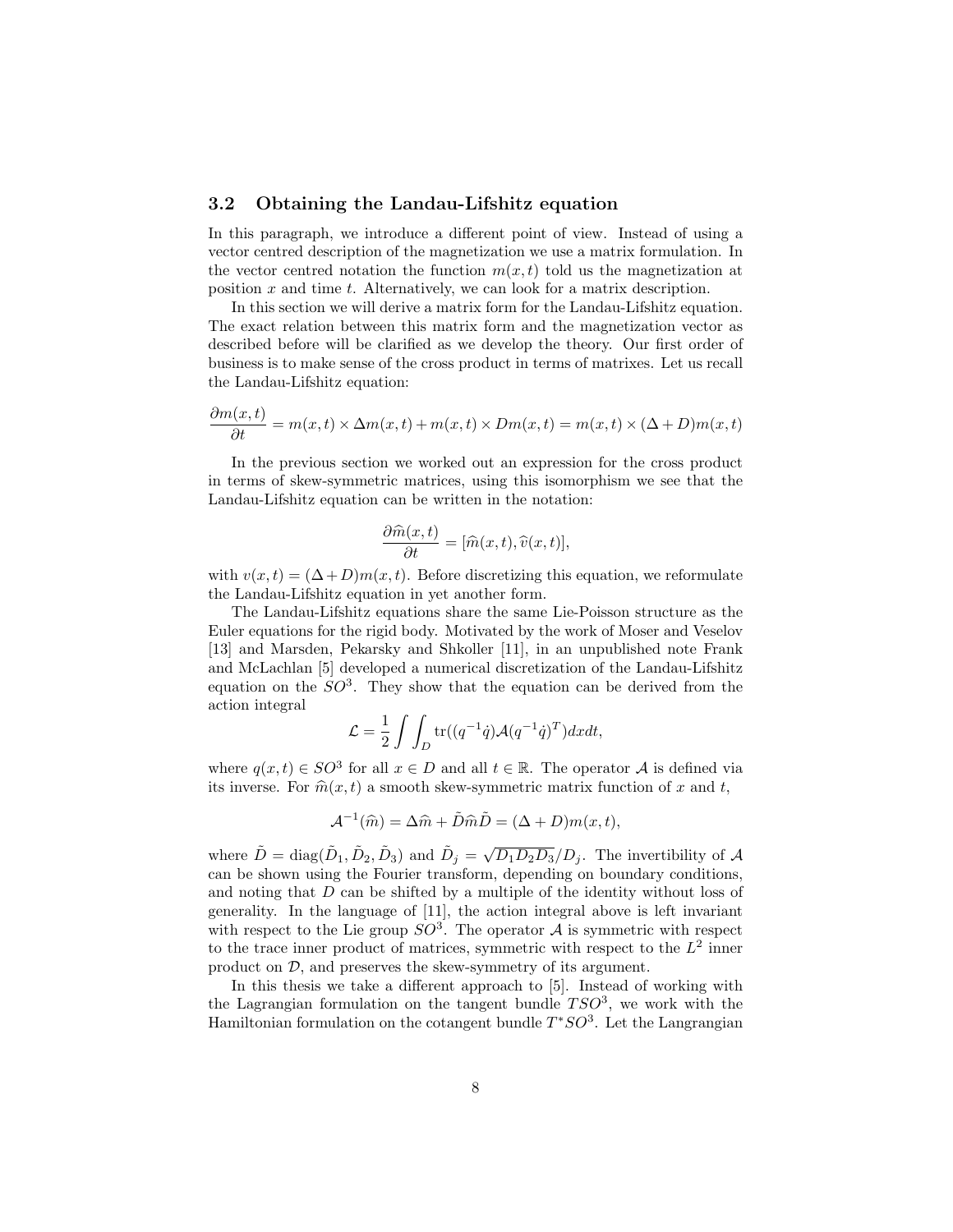### 3.2 Obtaining the Landau-Lifshitz equation

In this paragraph, we introduce a different point of view. Instead of using a vector centred description of the magnetization we use a matrix formulation. In the vector centred notation the function $m(x,t)$ told us the magnetization at position $x$ and time $t$. Alternatively, we can look for a matrix description.

In this section we will derive a matrix form for the Landau-Lifshitz equation. The exact relation between this matrix form and the magnetization vector as described before will be clarified as we develop the theory. Our first order of business is to make sense of the cross product in terms of matrixes. Let us recall the Landau-Lifshitz equation:

$$\frac{\partial m(x,t)}{\partial t} = m(x,t) \times \Delta m(x,t) + m(x,t) \times Dm(x,t) = m(x,t) \times (\Delta + D)m(x,t)$$

In the previous section we worked out an expression for the cross product in terms of skew-symmetric matrices, using this isomorphism we see that the Landau-Lifshitz equation can be written in the notation:

$$\frac{\partial \widehat{m}(x,t)}{\partial t} = [\widehat{m}(x,t), \widehat{v}(x,t)],$$

with $v(x,t) = (\Delta + D)m(x,t)$. Before discretizing this equation, we reformulate the Landau-Lifshitz equation in yet another form.

The Landau-Lifshitz equations share the same Lie-Poisson structure as the Euler equations for the rigid body. Motivated by the work of Moser and Veselov [13] and Marsden, Pekarsky and Shkoller [11], in an unpublished note Frank and McLachlan [5] developed a numerical discretization of the Landau-Lifshitz equation on the $SO^3$. They show that the equation can be derived from the action integral

$$\mathcal{L} = \frac{1}{2} \int \int_D \operatorname{tr}((q^{-1}\dot{q})\mathcal{A}(q^{-1}\dot{q})^T) dx dt,$$

where $q(x,t) \in SO^3$ for all $x \in D$ and all $t \in \mathbb{R}$. The operator $\mathcal{A}$ is defined via its inverse. For $\widehat{m}(x,t)$ a smooth skew-symmetric matrix function of $x$ and $t$,

$$\mathcal{A}^{-1}(\widehat{m}) = \Delta \widehat{m} + \tilde{D}\widehat{m}\tilde{D} = (\Delta + D)m(x,t),$$

where $\tilde{D} = \operatorname{diag}(\tilde{D}_1, \tilde{D}_2, \tilde{D}_3)$ and $\tilde{D}_j = \sqrt{D_1 D_2 D_3}/D_j$. The invertibility of $\mathcal{A}$ can be shown using the Fourier transform, depending on boundary conditions, and noting that $D$ can be shifted by a multiple of the identity without loss of generality. In the language of [11], the action integral above is left invariant with respect to the Lie group $SO^3$. The operator $\mathcal{A}$ is symmetric with respect to the trace inner product of matrices, symmetric with respect to the $L^2$ inner product on $\mathcal{D}$, and preserves the skew-symmetry of its argument.

In this thesis we take a different approach to [5]. Instead of working with the Lagrangian formulation on the tangent bundle $TSO^3$, we work with the Hamiltonian formulation on the cotangent bundle $T^*SO^3$. Let the Langrangian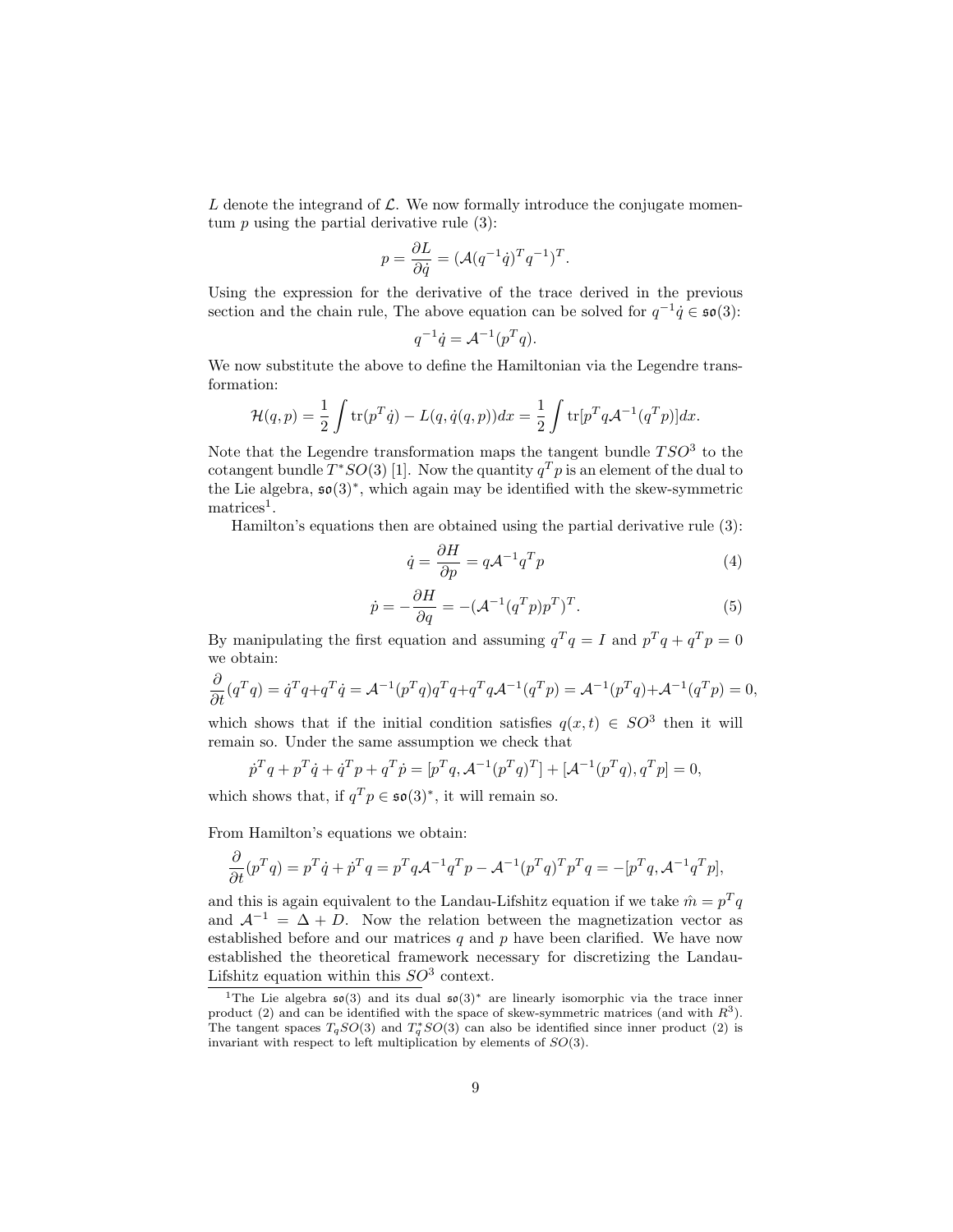$L$ denote the integrand of $\mathcal{L}$. We now formally introduce the conjugate momentum $p$ using the partial derivative rule (3):

$$p = \frac{\partial L}{\partial \dot{q}} = (\mathcal{A}(q^{-1}\dot{q})^T q^{-1})^T.$$

Using the expression for the derivative of the trace derived in the previous section and the chain rule, The above equation can be solved for $q^{-1}\dot{q} \in \mathfrak{so}(3)$:

$$q^{-1}\dot{q} = \mathcal{A}^{-1}(p^T q).$$

We now substitute the above to define the Hamiltonian via the Legendre transformation:

$$\mathcal{H}(q,p) = \frac{1}{2}\int \mathrm{tr}(p^T\dot{q}) - L(q, \dot{q}(q,p))dx = \frac{1}{2}\int \mathrm{tr}[p^T q \mathcal{A}^{-1}(q^T p)]dx.$$

Note that the Legendre transformation maps the tangent bundle $TSO^3$ to the cotangent bundle $T^*SO(3)$ [1]. Now the quantity $q^T p$ is an element of the dual to the Lie algebra, $\mathfrak{so}(3)^*$, which again may be identified with the skew-symmetric matrices[1].

Hamilton's equations then are obtained using the partial derivative rule (3):

$$\dot{q} = \frac{\partial H}{\partial p} = q\mathcal{A}^{-1}q^T p \tag{4}$$

$$\dot{p} = -\frac{\partial H}{\partial q} = -(\mathcal{A}^{-1}(q^T p)p^T)^T. \tag{5}$$

By manipulating the first equation and assuming $q^T q = I$ and $p^T q + q^T p = 0$ we obtain:

$$\frac{\partial}{\partial t}(q^T q) = \dot{q}^T q + q^T \dot{q} = \mathcal{A}^{-1}(p^T q)q^T q + q^T q\mathcal{A}^{-1}(q^T p) = \mathcal{A}^{-1}(p^T q) + \mathcal{A}^{-1}(q^T p) = 0,$$

which shows that if the initial condition satisfies $q(x,t) \in SO^3$ then it will remain so. Under the same assumption we check that

$$\dot{p}^T q + p^T \dot{q} + \dot{q}^T p + q^T \dot{p} = [p^T q, \mathcal{A}^{-1}(p^T q)^T] + [\mathcal{A}^{-1}(p^T q), q^T p] = 0,$$

which shows that, if $q^T p \in \mathfrak{so}(3)^*$, it will remain so.

From Hamilton's equations we obtain:

$$\frac{\partial}{\partial t}(p^T q) = p^T \dot{q} + \dot{p}^T q = p^T q \mathcal{A}^{-1} q^T p - \mathcal{A}^{-1}(p^T q)^T p^T q = -[p^T q, \mathcal{A}^{-1} q^T p],$$

and this is again equivalent to the Landau-Lifshitz equation if we take $\hat{m} = p^T q$ and $\mathcal{A}^{-1} = \Delta + D$. Now the relation between the magnetization vector as established before and our matrices $q$ and $p$ have been clarified. We have now established the theoretical framework necessary for discretizing the Landau-Lifshitz equation within this $SO^3$ context.

[1] The Lie algebra $\mathfrak{so}(3)$ and its dual $\mathfrak{so}(3)^*$ are linearly isomorphic via the trace inner product (2) and can be identified with the space of skew-symmetric matrices (and with $R^3$). The tangent spaces $T_q SO(3)$ and $T_q^* SO(3)$ can also be identified since inner product (2) is invariant with respect to left multiplication by elements of $SO(3)$.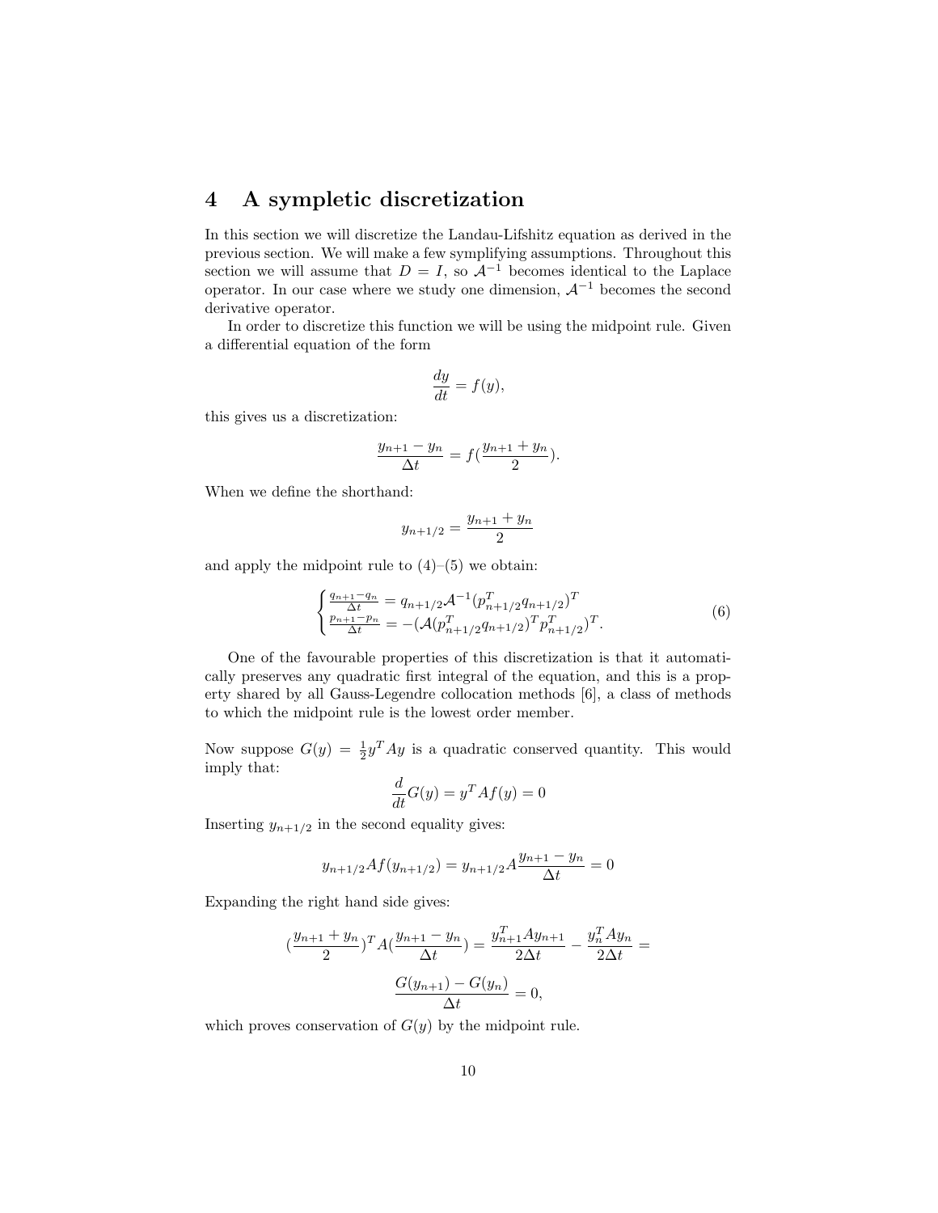# 4 A sympletic discretization

In this section we will discretize the Landau-Lifshitz equation as derived in the previous section. We will make a few symplifying assumptions. Throughout this section we will assume that $D = I$, so $\mathcal{A}^{-1}$ becomes identical to the Laplace operator. In our case where we study one dimension, $\mathcal{A}^{-1}$ becomes the second derivative operator.

In order to discretize this function we will be using the midpoint rule. Given a differential equation of the form

$$\frac{dy}{dt} = f(y),$$

this gives us a discretization:

$$\frac{y_{n+1} - y_n}{\Delta t} = f(\frac{y_{n+1} + y_n}{2}).$$

When we define the shorthand:

$$y_{n+1/2} = \frac{y_{n+1} + y_n}{2}$$

and apply the midpoint rule to (4)–(5) we obtain:

$$\begin{cases} \frac{q_{n+1}-q_n}{\Delta t} = q_{n+1/2}\mathcal{A}^{-1}(p_{n+1/2}^T q_{n+1/2})^T \\ \frac{p_{n+1}-p_n}{\Delta t} = -(\mathcal{A}(p_{n+1/2}^T q_{n+1/2})^T p_{n+1/2}^T)^T. \end{cases} \tag{6}$$

One of the favourable properties of this discretization is that it automatically preserves any quadratic first integral of the equation, and this is a property shared by all Gauss-Legendre collocation methods [6], a class of methods to which the midpoint rule is the lowest order member.

Now suppose $G(y) = \frac{1}{2}y^T Ay$ is a quadratic conserved quantity. This would imply that:

$$\frac{d}{dt}G(y) = y^T Af(y) = 0$$

Inserting $y_{n+1/2}$ in the second equality gives:

$$y_{n+1/2}Af(y_{n+1/2}) = y_{n+1/2}A\frac{y_{n+1} - y_n}{\Delta t} = 0$$

Expanding the right hand side gives:

$$(\frac{y_{n+1} + y_n}{2})^T A(\frac{y_{n+1} - y_n}{\Delta t}) = \frac{y_{n+1}^T Ay_{n+1}}{2\Delta t} - \frac{y_n^T Ay_n}{2\Delta t} =$$

$$\frac{G(y_{n+1}) - G(y_n)}{\Delta t} = 0,$$

which proves conservation of $G(y)$ by the midpoint rule.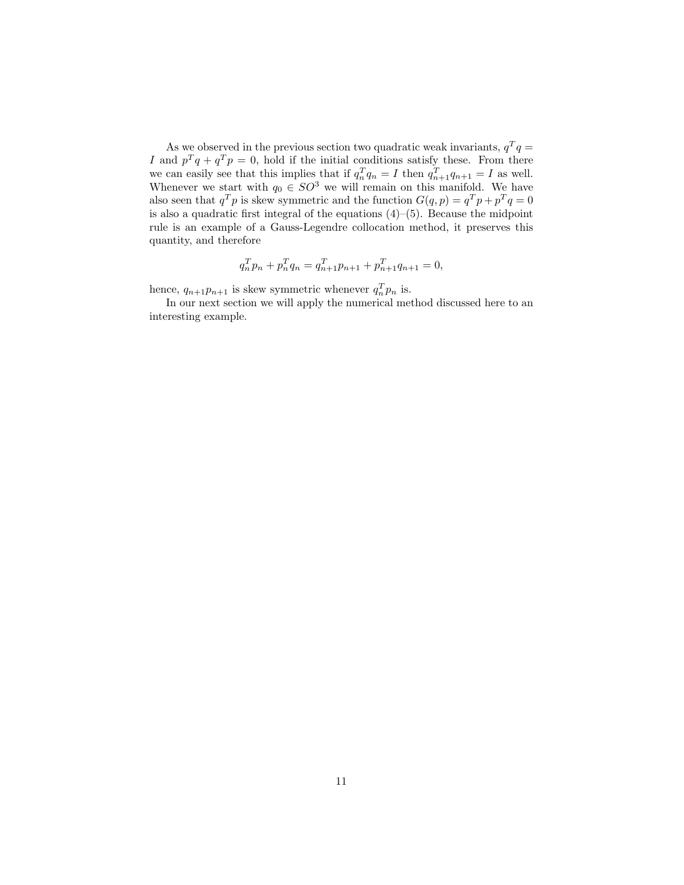As we observed in the previous section two quadratic weak invariants, $q^T q = I$ and $p^T q + q^T p = 0$, hold if the initial conditions satisfy these. From there we can easily see that this implies that if $q_n^T q_n = I$ then $q_{n+1}^T q_{n+1} = I$ as well. Whenever we start with $q_0 \in SO^3$ we will remain on this manifold. We have also seen that $q^T p$ is skew symmetric and the function $G(q,p) = q^T p + p^T q = 0$ is also a quadratic first integral of the equations (4)–(5). Because the midpoint rule is an example of a Gauss-Legendre collocation method, it preserves this quantity, and therefore

$$q_n^T p_n + p_n^T q_n = q_{n+1}^T p_{n+1} + p_{n+1}^T q_{n+1} = 0,$$

hence, $q_{n+1} p_{n+1}$ is skew symmetric whenever $q_n^T p_n$ is.

In our next section we will apply the numerical method discussed here to an interesting example.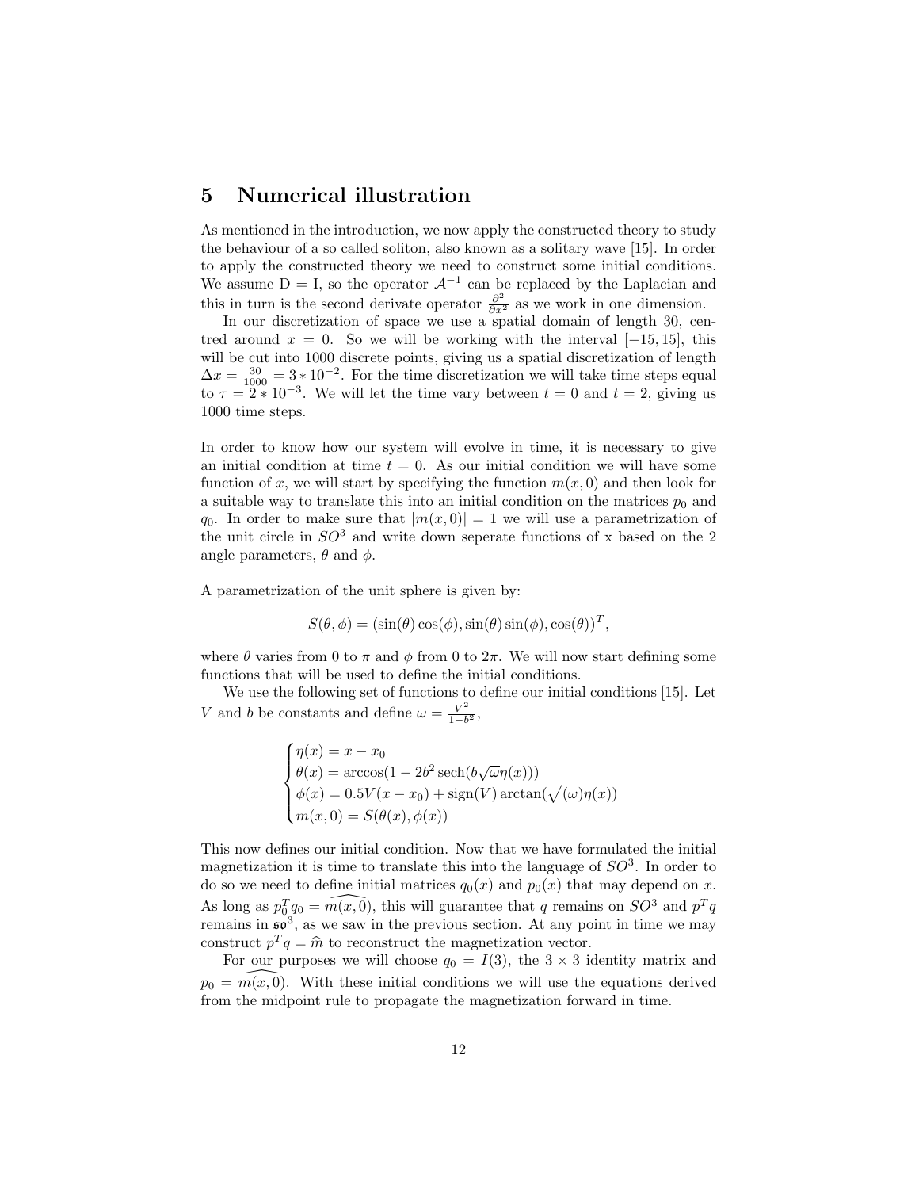## 5 Numerical illustration

As mentioned in the introduction, we now apply the constructed theory to study the behaviour of a so called soliton, also known as a solitary wave [15]. In order to apply the constructed theory we need to construct some initial conditions. We assume D = I, so the operator $\mathcal{A}^{-1}$ can be replaced by the Laplacian and this in turn is the second derivate operator $\frac{\partial^2}{\partial x^2}$ as we work in one dimension.

In our discretization of space we use a spatial domain of length 30, centred around $x = 0$. So we will be working with the interval $[-15, 15]$, this will be cut into 1000 discrete points, giving us a spatial discretization of length $\Delta x = \frac{30}{1000} = 3 * 10^{-2}$. For the time discretization we will take time steps equal to $\tau = 2 * 10^{-3}$. We will let the time vary between $t = 0$ and $t = 2$, giving us 1000 time steps.

In order to know how our system will evolve in time, it is necessary to give an initial condition at time $t = 0$. As our initial condition we will have some function of $x$, we will start by specifying the function $m(x, 0)$ and then look for a suitable way to translate this into an initial condition on the matrices $p_0$ and $q_0$. In order to make sure that $|m(x, 0)| = 1$ we will use a parametrization of the unit circle in $SO^3$ and write down seperate functions of x based on the 2 angle parameters, $\theta$ and $\phi$.

A parametrization of the unit sphere is given by:

$$S(\theta, \phi) = (\sin(\theta)\cos(\phi), \sin(\theta)\sin(\phi), \cos(\theta))^T,$$

where $\theta$ varies from 0 to $\pi$ and $\phi$ from 0 to $2\pi$. We will now start defining some functions that will be used to define the initial conditions.

We use the following set of functions to define our initial conditions [15]. Let $V$ and $b$ be constants and define $\omega = \frac{V^2}{1-b^2}$,

$$\begin{cases} \eta(x) = x - x_0 \\ \theta(x) = \arccos(1 - 2b^2 \operatorname{sech}(b\sqrt{\omega}\eta(x))) \\ \phi(x) = 0.5V(x - x_0) + \operatorname{sign}(V)\arctan(\sqrt(\omega)\eta(x)) \\ m(x, 0) = S(\theta(x), \phi(x)) \end{cases}$$

This now defines our initial condition. Now that we have formulated the initial magnetization it is time to translate this into the language of $SO^3$. In order to do so we need to define initial matrices $q_0(x)$ and $p_0(x)$ that may depend on $x$. As long as $p_0^T q_0 = \widehat{m(x, 0)}$, this will guarantee that $q$ remains on $SO^3$ and $p^T q$ remains in $\mathfrak{so}^3$, as we saw in the previous section. At any point in time we may construct $p^T q = \widehat{m}$ to reconstruct the magnetization vector.

For our purposes we will choose $q_0 = I(3)$, the $3 \times 3$ identity matrix and $p_0 = \widehat{m(x, 0)}$. With these initial conditions we will use the equations derived from the midpoint rule to propagate the magnetization forward in time.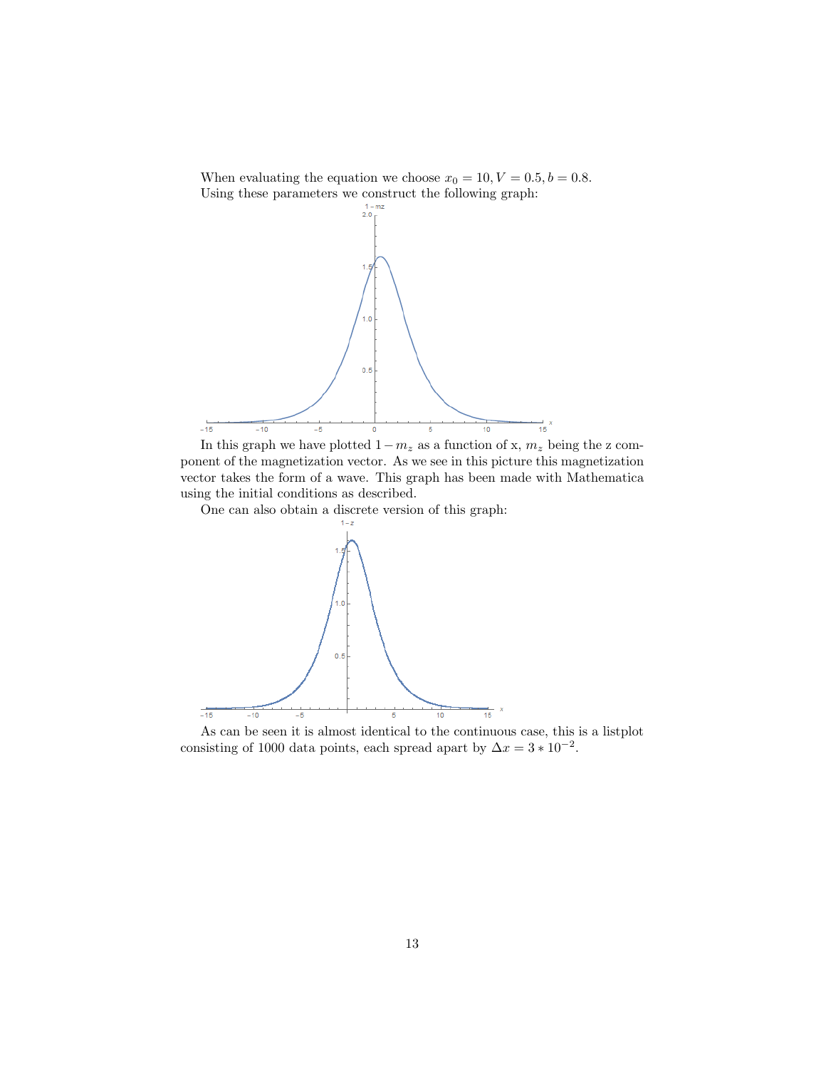When evaluating the equation we choose $x_0 = 10, V = 0.5, b = 0.8$. Using these parameters we construct the following graph:

In this graph we have plotted $1 - m_z$ as a function of x, $m_z$ being the z component of the magnetization vector. As we see in this picture this magnetization vector takes the form of a wave. This graph has been made with Mathematica using the initial conditions as described.

One can also obtain a discrete version of this graph:

As can be seen it is almost identical to the continuous case, this is a listplot consisting of 1000 data points, each spread apart by $\Delta x = 3 * 10^{-2}$.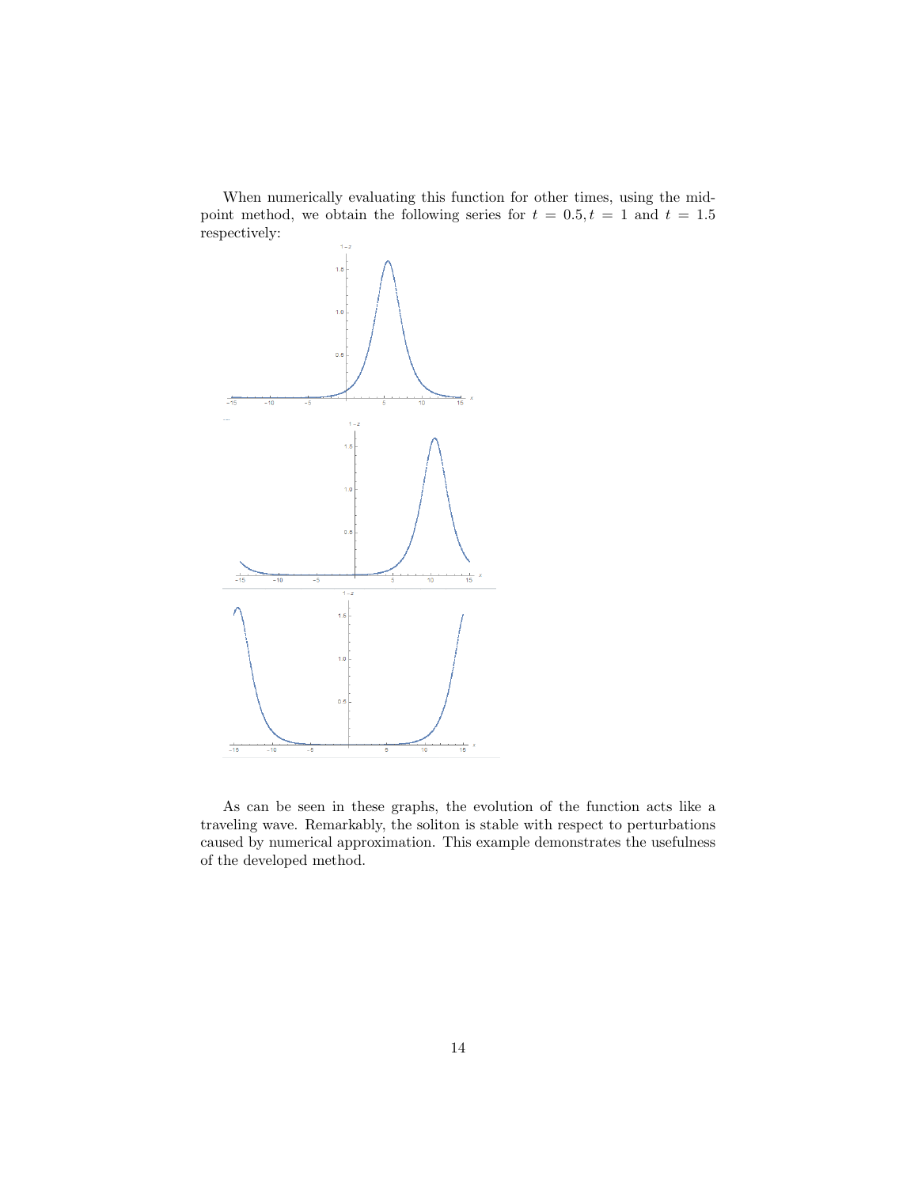When numerically evaluating this function for other times, using the midpoint method, we obtain the following series for $t = 0.5, t = 1$ and $t = 1.5$ respectively:

As can be seen in these graphs, the evolution of the function acts like a traveling wave. Remarkably, the soliton is stable with respect to perturbations caused by numerical approximation. This example demonstrates the usefulness of the developed method.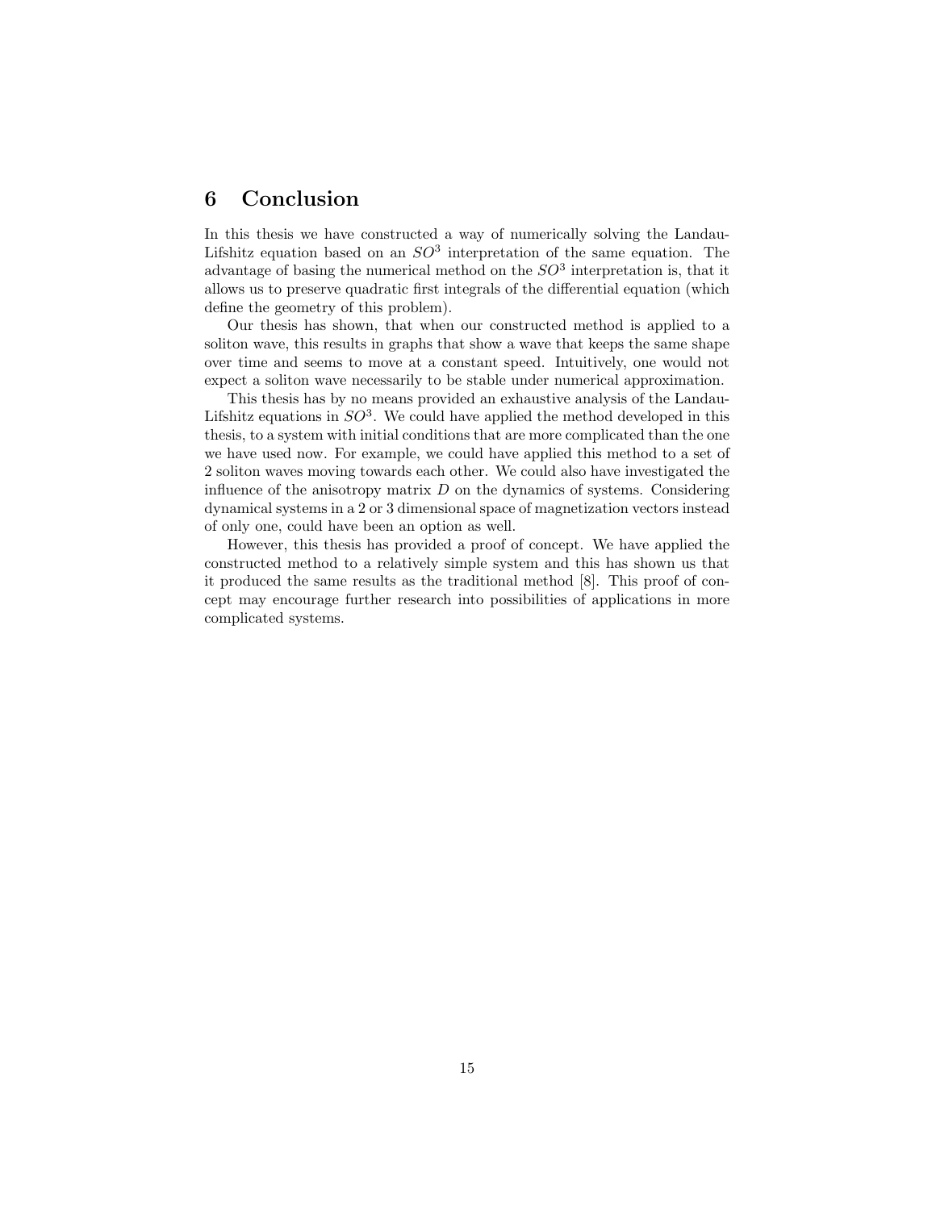## 6 Conclusion

In this thesis we have constructed a way of numerically solving the Landau-Lifshitz equation based on an $SO^3$ interpretation of the same equation. The advantage of basing the numerical method on the $SO^3$ interpretation is, that it allows us to preserve quadratic first integrals of the differential equation (which define the geometry of this problem).

Our thesis has shown, that when our constructed method is applied to a soliton wave, this results in graphs that show a wave that keeps the same shape over time and seems to move at a constant speed. Intuitively, one would not expect a soliton wave necessarily to be stable under numerical approximation.

This thesis has by no means provided an exhaustive analysis of the Landau-Lifshitz equations in $SO^3$. We could have applied the method developed in this thesis, to a system with initial conditions that are more complicated than the one we have used now. For example, we could have applied this method to a set of 2 soliton waves moving towards each other. We could also have investigated the influence of the anisotropy matrix $D$ on the dynamics of systems. Considering dynamical systems in a 2 or 3 dimensional space of magnetization vectors instead of only one, could have been an option as well.

However, this thesis has provided a proof of concept. We have applied the constructed method to a relatively simple system and this has shown us that it produced the same results as the traditional method [8]. This proof of concept may encourage further research into possibilities of applications in more complicated systems.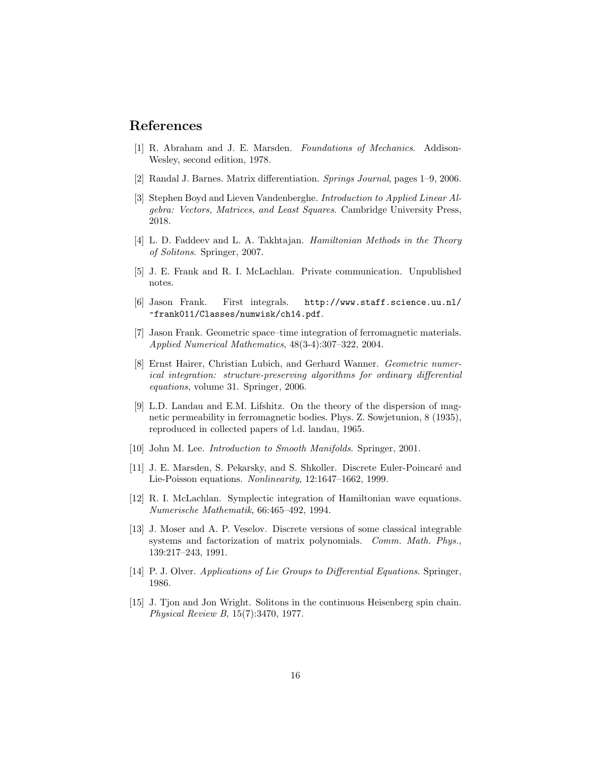## References

[1] R. Abraham and J. E. Marsden. *Foundations of Mechanics*. Addison-Wesley, second edition, 1978.

[2] Randal J. Barnes. Matrix differentiation. *Springs Journal*, pages 1–9, 2006.

[3] Stephen Boyd and Lieven Vandenberghe. *Introduction to Applied Linear Algebra: Vectors, Matrices, and Least Squares*. Cambridge University Press, 2018.

[4] L. D. Faddeev and L. A. Takhtajan. *Hamiltonian Methods in the Theory of Solitons*. Springer, 2007.

[5] J. E. Frank and R. I. McLachlan. Private communication. Unpublished notes.

[6] Jason Frank. First integrals. `http://www.staff.science.uu.nl/~frank011/Classes/numwisk/ch14.pdf`.

[7] Jason Frank. Geometric space–time integration of ferromagnetic materials. *Applied Numerical Mathematics*, 48(3-4):307–322, 2004.

[8] Ernst Hairer, Christian Lubich, and Gerhard Wanner. *Geometric numerical integration: structure-preserving algorithms for ordinary differential equations*, volume 31. Springer, 2006.

[9] L.D. Landau and E.M. Lifshitz. On the theory of the dispersion of magnetic permeability in ferromagnetic bodies. Phys. Z. Sowjetunion, 8 (1935), reproduced in collected papers of l.d. landau, 1965.

[10] John M. Lee. *Introduction to Smooth Manifolds*. Springer, 2001.

[11] J. E. Marsden, S. Pekarsky, and S. Shkoller. Discrete Euler-Poincaré and Lie-Poisson equations. *Nonlinearity*, 12:1647–1662, 1999.

[12] R. I. McLachlan. Symplectic integration of Hamiltonian wave equations. *Numerische Mathematik*, 66:465–492, 1994.

[13] J. Moser and A. P. Veselov. Discrete versions of some classical integrable systems and factorization of matrix polynomials. *Comm. Math. Phys.*, 139:217–243, 1991.

[14] P. J. Olver. *Applications of Lie Groups to Differential Equations*. Springer, 1986.

[15] J. Tjon and Jon Wright. Solitons in the continuous Heisenberg spin chain. *Physical Review B*, 15(7):3470, 1977.